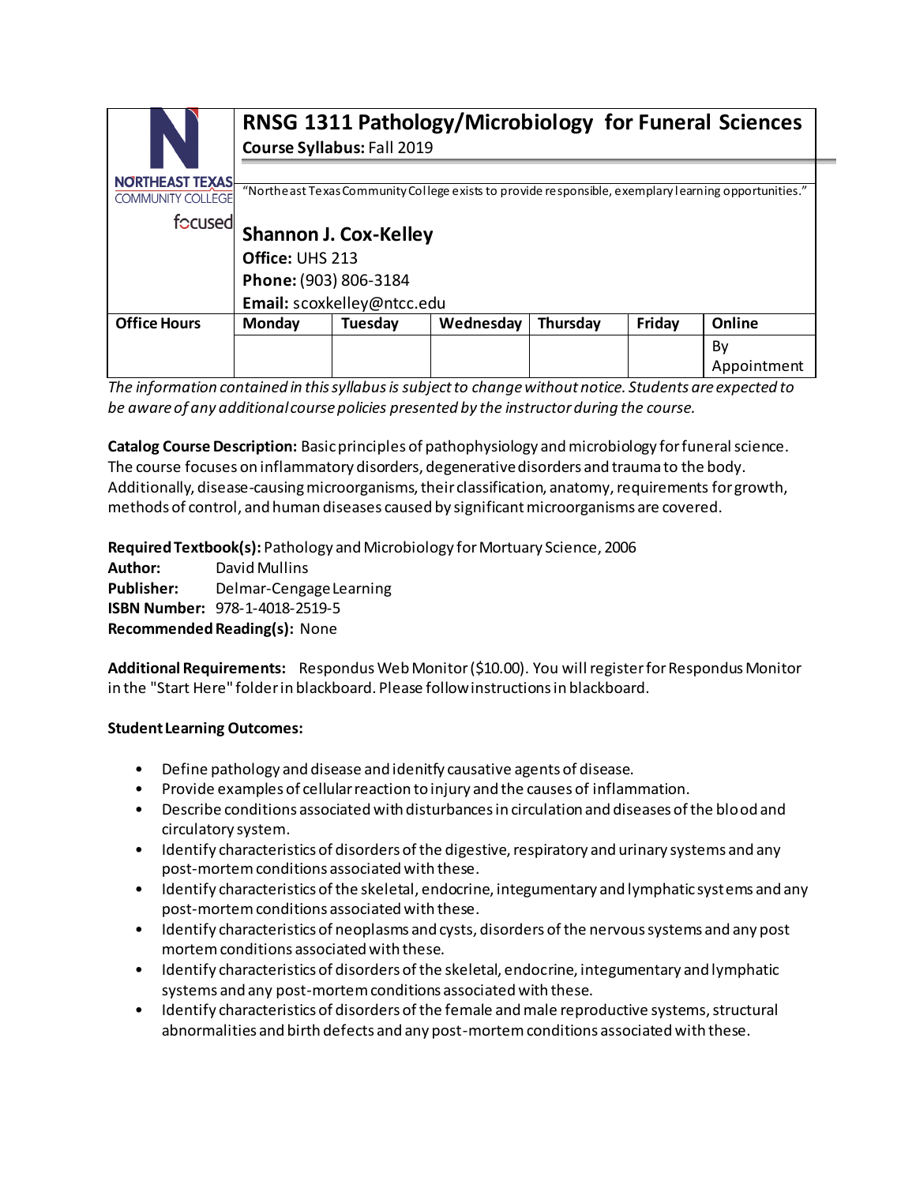NORTHEAST TEXAS COMMUNITY COLLEGE

focused

# RNSG 1311 Pathology/Microbiology for Funeral Sciences

**Course Syllabus:** Fall 2019

"Northeast Texas Community College exists to provide responsible, exemplary learning opportunities."

## Shannon J. Cox-Kelley

**Office:** UHS 213

**Phone:** (903) 806-3184

**Email:** scoxkelley@ntcc.edu

| Office Hours | Monday | Tuesday | Wednesday | Thursday | Friday | Online |
|---|---|---|---|---|---|---|
| | | | | | | By Appointment |

*The information contained in this syllabus is subject to change without notice. Students are expected to be aware of any additional course policies presented by the instructor during the course.*

**Catalog Course Description:** Basic principles of pathophysiology and microbiology for funeral science. The course focuses on inflammatory disorders, degenerative disorders and trauma to the body. Additionally, disease-causing microorganisms, their classification, anatomy, requirements for growth, methods of control, and human diseases caused by significant microorganisms are covered.

**Required Textbook(s):** Pathology and Microbiology for Mortuary Science, 2006
**Author:** David Mullins
**Publisher:** Delmar-Cengage Learning
**ISBN Number:** 978-1-4018-2519-5
**Recommended Reading(s):** None

**Additional Requirements:** Respondus Web Monitor ($10.00). You will register for Respondus Monitor in the "Start Here" folder in blackboard. Please follow instructions in blackboard.

**Student Learning Outcomes:**

- Define pathology and disease and idenitfy causative agents of disease.
- Provide examples of cellular reaction to injury and the causes of inflammation.
- Describe conditions associated with disturbances in circulation and diseases of the blood and circulatory system.
- Identify characteristics of disorders of the digestive, respiratory and urinary systems and any post-mortem conditions associated with these.
- Identify characteristics of the skeletal, endocrine, integumentary and lymphatic systems and any post-mortem conditions associated with these.
- Identify characteristics of neoplasms and cysts, disorders of the nervous systems and any post mortem conditions associated with these.
- Identify characteristics of disorders of the skeletal, endocrine, integumentary and lymphatic systems and any post-mortem conditions associated with these.
- Identify characteristics of disorders of the female and male reproductive systems, structural abnormalities and birth defects and any post-mortem conditions associated with these.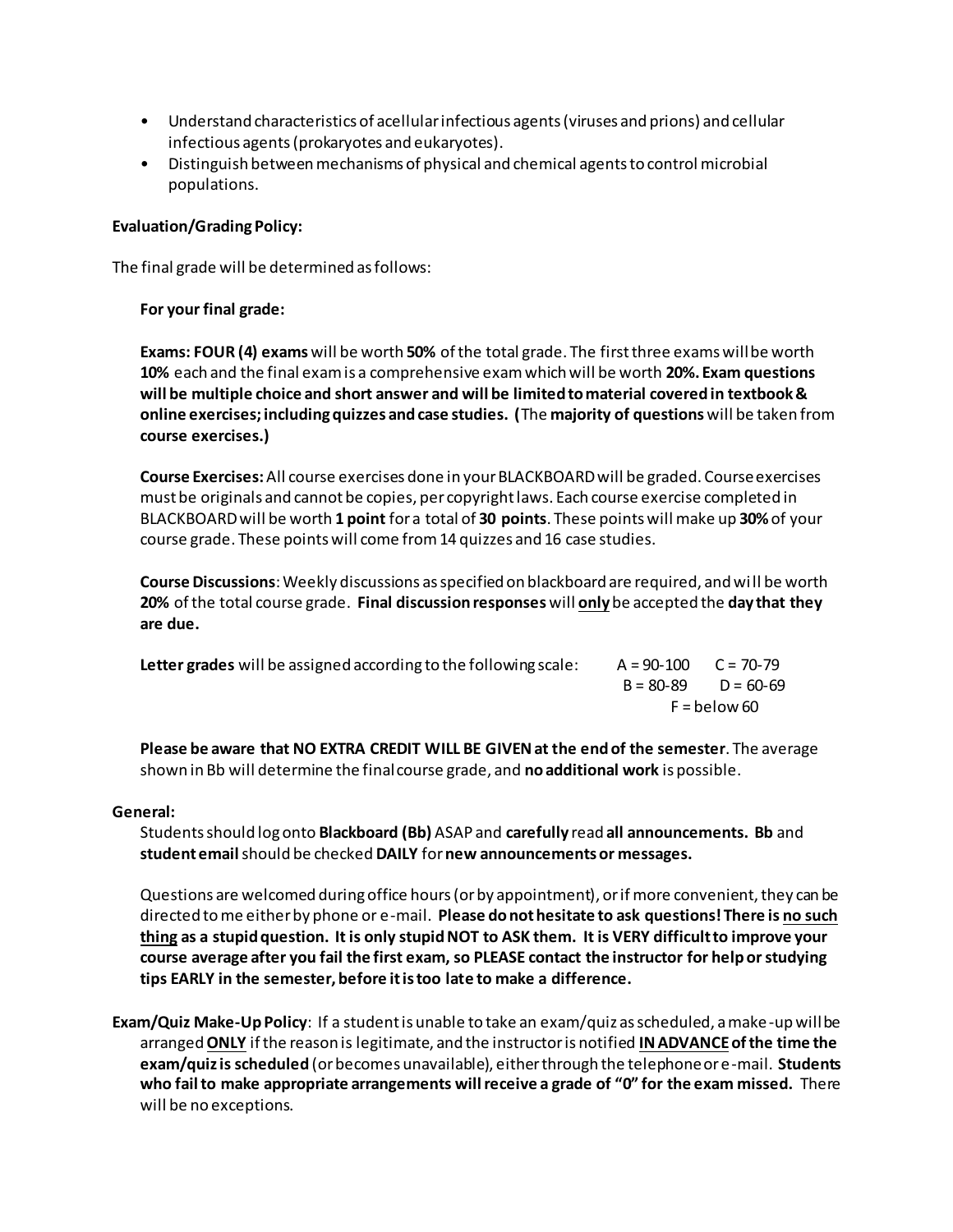- Understand characteristics of acellular infectious agents (viruses and prions) and cellular infectious agents (prokaryotes and eukaryotes).
- Distinguish between mechanisms of physical and chemical agents to control microbial populations.

**Evaluation/Grading Policy:**

The final grade will be determined as follows:

**For your final grade:**

**Exams: FOUR (4) exams** will be worth **50%** of the total grade. The first three exams will be worth **10%** each and the final exam is a comprehensive exam which will be worth **20%. Exam questions will be multiple choice and short answer and will be limited to material covered in textbook & online exercises; including quizzes and case studies. (**The **majority of questions** will be taken from **course exercises.)**

**Course Exercises:** All course exercises done in your BLACKBOARD will be graded. Course exercises must be originals and cannot be copies, per copyright laws. Each course exercise completed in BLACKBOARD will be worth **1 point** for a total of **30 points**. These points will make up **30%** of your course grade. These points will come from 14 quizzes and 16 case studies.

**Course Discussions**: Weekly discussions as specified on blackboard are required, and will be worth **20%** of the total course grade. **Final discussion responses** will **<u>only</u>** be accepted the **day that they are due.**

**Letter grades** will be assigned according to the following scale:

A = 90-100 &nbsp;&nbsp; C = 70-79
B = 80-89 &nbsp;&nbsp; D = 60-69
F = below 60

**Please be aware that NO EXTRA CREDIT WILL BE GIVEN at the end of the semester**. The average shown in Bb will determine the final course grade, and **no additional work** is possible.

**General:**

Students should log onto **Blackboard (Bb)** ASAP and **carefully** read **all announcements. Bb** and **student email** should be checked **DAILY** for **new announcements or messages.**

Questions are welcomed during office hours (or by appointment), or if more convenient, they can be directed to me either by phone or e-mail. **Please do not hesitate to ask questions! There is <u>no such thing</u> as a stupid question. It is only stupid NOT to ASK them. It is VERY difficult to improve your course average after you fail the first exam, so PLEASE contact the instructor for help or studying tips EARLY in the semester, before it is too late to make a difference.**

**Exam/Quiz Make-Up Policy**: If a student is unable to take an exam/quiz as scheduled, a make-up will be arranged **<u>ONLY</u>** if the reason is legitimate, and the instructor is notified **<u>IN ADVANCE</u> of the time the exam/quiz is scheduled** (or becomes unavailable), either through the telephone or e-mail. **Students who fail to make appropriate arrangements will receive a grade of "0" for the exam missed.** There will be no exceptions.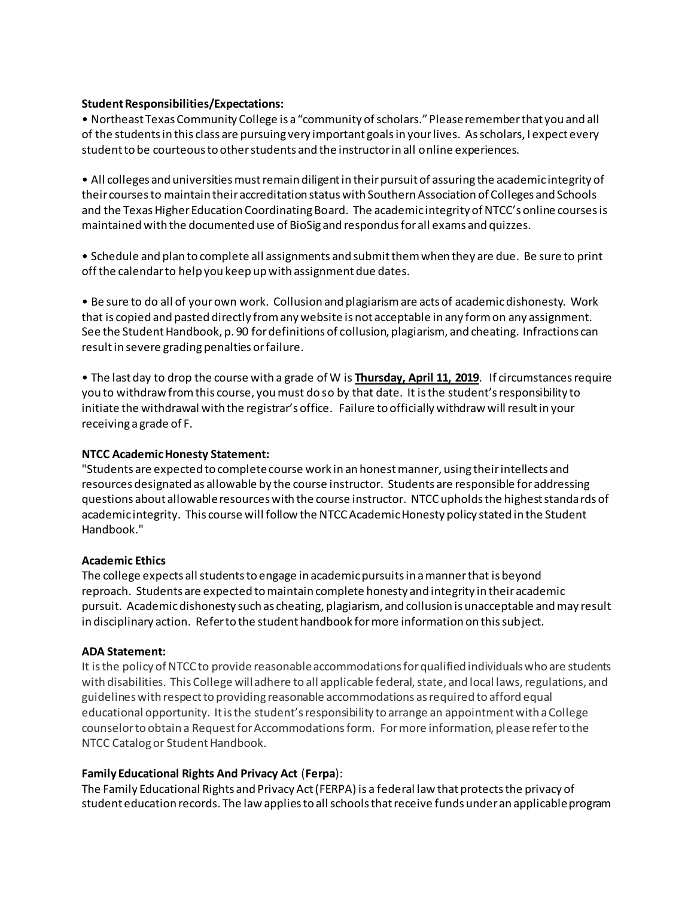**Student Responsibilities/Expectations:**

• Northeast Texas Community College is a "community of scholars." Please remember that you and all of the students in this class are pursuing very important goals in your lives. As scholars, I expect every student to be courteous to other students and the instructor in all online experiences.

• All colleges and universities must remain diligent in their pursuit of assuring the academic integrity of their courses to maintain their accreditation status with Southern Association of Colleges and Schools and the Texas Higher Education Coordinating Board. The academic integrity of NTCC's online courses is maintained with the documented use of BioSig and respondus for all exams and quizzes.

• Schedule and plan to complete all assignments and submit them when they are due. Be sure to print off the calendar to help you keep up with assignment due dates.

• Be sure to do all of your own work. Collusion and plagiarism are acts of academic dishonesty. Work that is copied and pasted directly from any website is not acceptable in any form on any assignment. See the Student Handbook, p. 90 for definitions of collusion, plagiarism, and cheating. Infractions can result in severe grading penalties or failure.

• The last day to drop the course with a grade of W is **Thursday, April 11, 2019**. If circumstances require you to withdraw from this course, you must do so by that date. It is the student's responsibility to initiate the withdrawal with the registrar's office. Failure to officially withdraw will result in your receiving a grade of F.

**NTCC Academic Honesty Statement:**

"Students are expected to complete course work in an honest manner, using their intellects and resources designated as allowable by the course instructor. Students are responsible for addressing questions about allowable resources with the course instructor. NTCC upholds the highest standards of academic integrity. This course will follow the NTCC Academic Honesty policy stated in the Student Handbook."

**Academic Ethics**

The college expects all students to engage in academic pursuits in a manner that is beyond reproach. Students are expected to maintain complete honesty and integrity in their academic pursuit. Academic dishonesty such as cheating, plagiarism, and collusion is unacceptable and may result in disciplinary action. Refer to the student handbook for more information on this subject.

**ADA Statement:**

It is the policy of NTCC to provide reasonable accommodations for qualified individuals who are students with disabilities. This College will adhere to all applicable federal, state, and local laws, regulations, and guidelines with respect to providing reasonable accommodations as required to afford equal educational opportunity. It is the student's responsibility to arrange an appointment with a College counselor to obtain a Request for Accommodations form. For more information, please refer to the NTCC Catalog or Student Handbook.

**Family Educational Rights And Privacy Act** (**Ferpa**):

The Family Educational Rights and Privacy Act (FERPA) is a federal law that protects the privacy of student education records. The law applies to all schools that receive funds under an applicable program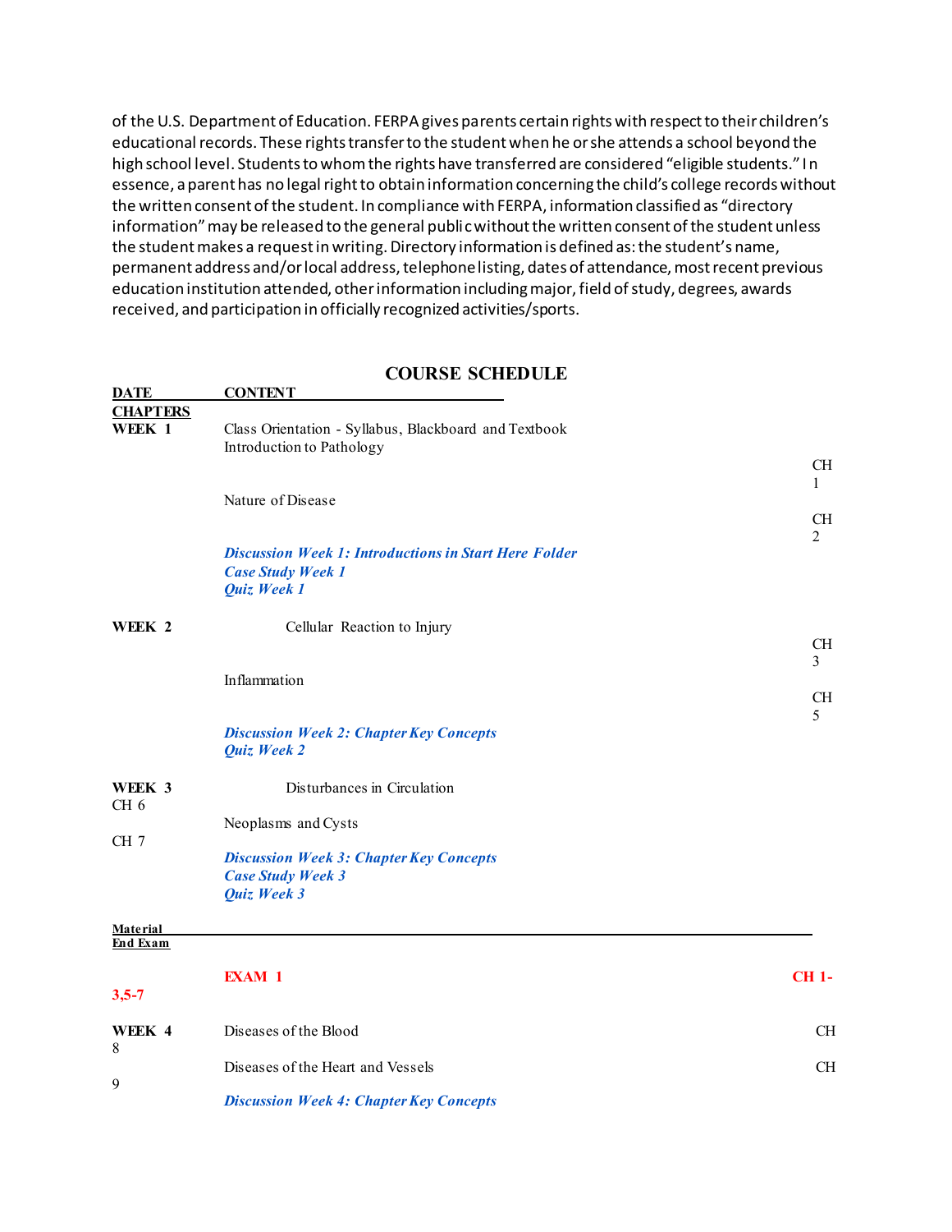of the U.S. Department of Education. FERPA gives parents certain rights with respect to their children's educational records. These rights transfer to the student when he or she attends a school beyond the high school level. Students to whom the rights have transferred are considered "eligible students." In essence, a parent has no legal right to obtain information concerning the child's college records without the written consent of the student. In compliance with FERPA, information classified as "directory information" may be released to the general public without the written consent of the student unless the student makes a request in writing. Directory information is defined as: the student's name, permanent address and/or local address, telephone listing, dates of attendance, most recent previous education institution attended, other information including major, field of study, degrees, awards received, and participation in officially recognized activities/sports.

## COURSE SCHEDULE

| DATE | CONTENT | CHAPTERS |
|---|---|---|
| **WEEK 1** | Class Orientation - Syllabus, Blackboard and Textbook | |
| | Introduction to Pathology | CH 1 |
| | Nature of Disease | CH 2 |
| | ***Discussion Week 1: Introductions in Start Here Folder*** | |
| | ***Case Study Week 1*** | |
| | ***Quiz Week 1*** | |
| **WEEK 2** | Cellular Reaction to Injury | CH 3 |
| | Inflammation | CH 5 |
| | ***Discussion Week 2: Chapter Key Concepts*** | |
| | ***Quiz Week 2*** | |
| **WEEK 3** | Disturbances in Circulation | CH 6 |
| | Neoplasms and Cysts | CH 7 |
| | ***Discussion Week 3: Chapter Key Concepts*** | |
| | ***Case Study Week 3*** | |
| | ***Quiz Week 3*** | |
| **Material End Exam** | | |
| | **EXAM 1** | **CH 1-3,5-7** |
| **WEEK 4** | Diseases of the Blood | CH 8 |
| | Diseases of the Heart and Vessels | CH 9 |
| | ***Discussion Week 4: Chapter Key Concepts*** | |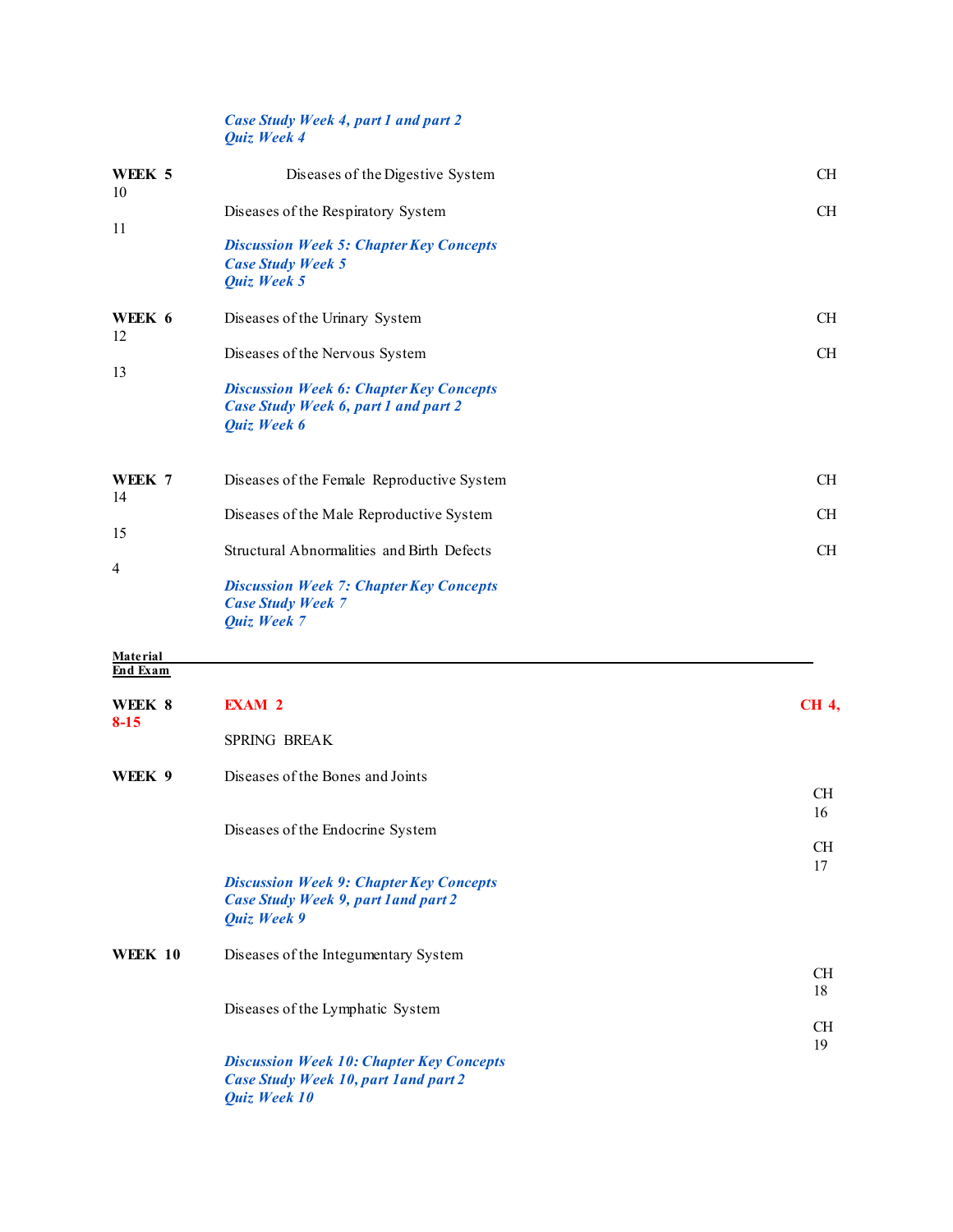| | | |
|---|---|---|
| | ***Case Study Week 4, part 1 and part 2*** | |
| | ***Quiz Week 4*** | |
| **WEEK 5** | Diseases of the Digestive System | CH |
| 10 | | |
| | Diseases of the Respiratory System | CH |
| 11 | | |
| | ***Discussion Week 5: Chapter Key Concepts*** | |
| | ***Case Study Week 5*** | |
| | ***Quiz Week 5*** | |
| **WEEK 6** | Diseases of the Urinary System | CH |
| 12 | | |
| | Diseases of the Nervous System | CH |
| 13 | | |
| | ***Discussion Week 6: Chapter Key Concepts*** | |
| | ***Case Study Week 6, part 1 and part 2*** | |
| | ***Quiz Week 6*** | |
| **WEEK 7** | Diseases of the Female Reproductive System | CH |
| 14 | | |
| | Diseases of the Male Reproductive System | CH |
| 15 | | |
| | Structural Abnormalities and Birth Defects | CH |
| 4 | | |
| | ***Discussion Week 7: Chapter Key Concepts*** | |
| | ***Case Study Week 7*** | |
| | ***Quiz Week 7*** | |

**Material**
**End Exam**

| | | |
|---|---|---|
| **WEEK 8** | **EXAM 2** | **CH 4,** |
| **8-15** | | |
| | SPRING BREAK | |
| **WEEK 9** | Diseases of the Bones and Joints | CH 16 |
| | Diseases of the Endocrine System | CH 17 |
| | ***Discussion Week 9: Chapter Key Concepts*** | |
| | ***Case Study Week 9, part 1and part 2*** | |
| | ***Quiz Week 9*** | |
| **WEEK 10** | Diseases of the Integumentary System | CH 18 |
| | Diseases of the Lymphatic System | CH 19 |
| | ***Discussion Week 10: Chapter Key Concepts*** | |
| | ***Case Study Week 10, part 1and part 2*** | |
| | ***Quiz Week 10*** | |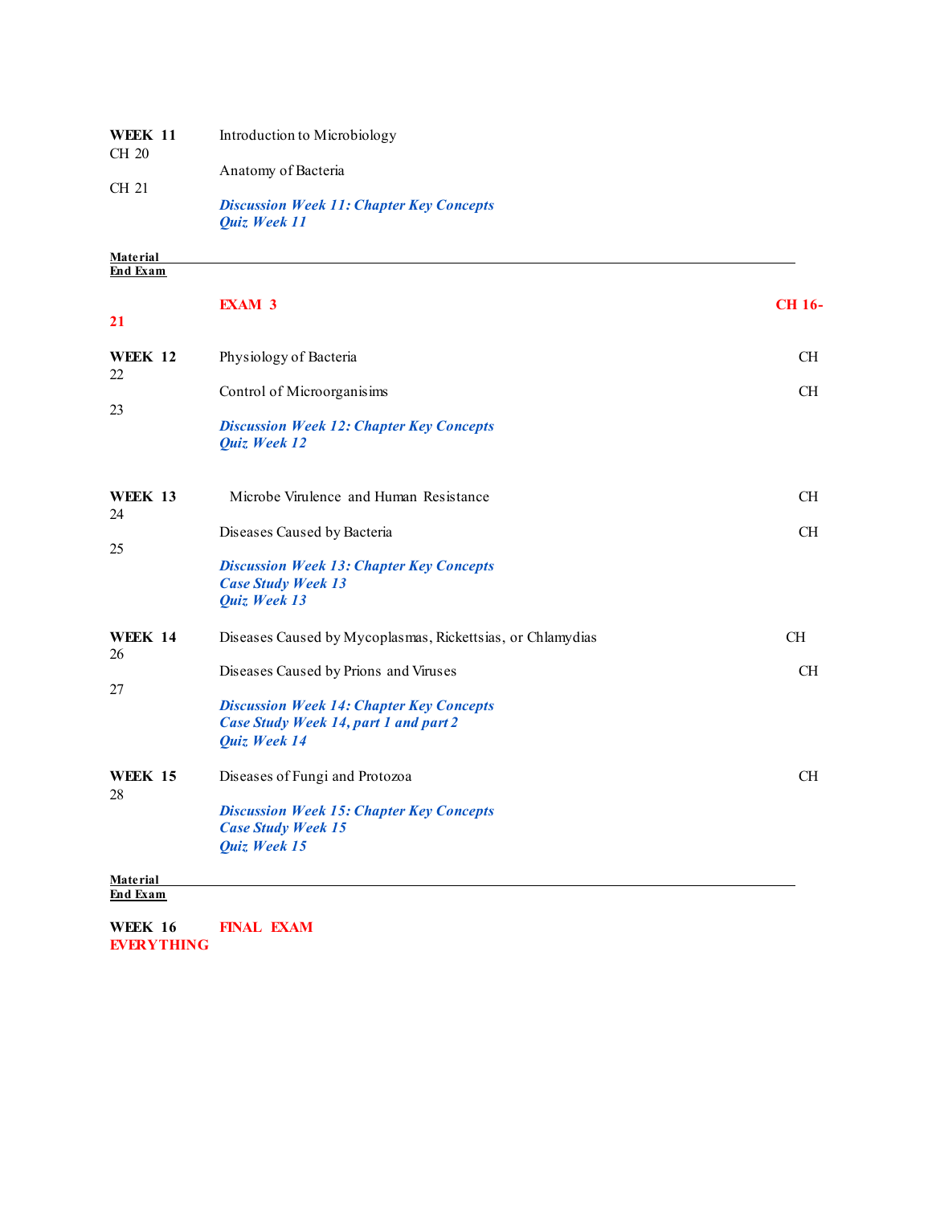**WEEK 11** Introduction to Microbiology
CH 20

Anatomy of Bacteria
CH 21

***Discussion Week 11: Chapter Key Concepts***
***Quiz Week 11***

---

**Material**
**End Exam**

**EXAM 3** **CH 16-21**

**WEEK 12** Physiology of Bacteria CH 22

Control of Microorganisims CH 23

***Discussion Week 12: Chapter Key Concepts***
***Quiz Week 12***

**WEEK 13** Microbe Virulence and Human Resistance CH 24

Diseases Caused by Bacteria CH 25

***Discussion Week 13: Chapter Key Concepts***
***Case Study Week 13***
***Quiz Week 13***

**WEEK 14** Diseases Caused by Mycoplasmas, Rickettsias, or Chlamydias CH 26

Diseases Caused by Prions and Viruses CH 27

***Discussion Week 14: Chapter Key Concepts***
***Case Study Week 14, part 1 and part 2***
***Quiz Week 14***

**WEEK 15** Diseases of Fungi and Protozoa CH 28

***Discussion Week 15: Chapter Key Concepts***
***Case Study Week 15***
***Quiz Week 15***

---

**Material**
**End Exam**

**WEEK 16** **FINAL EXAM**
**EVERYTHING**